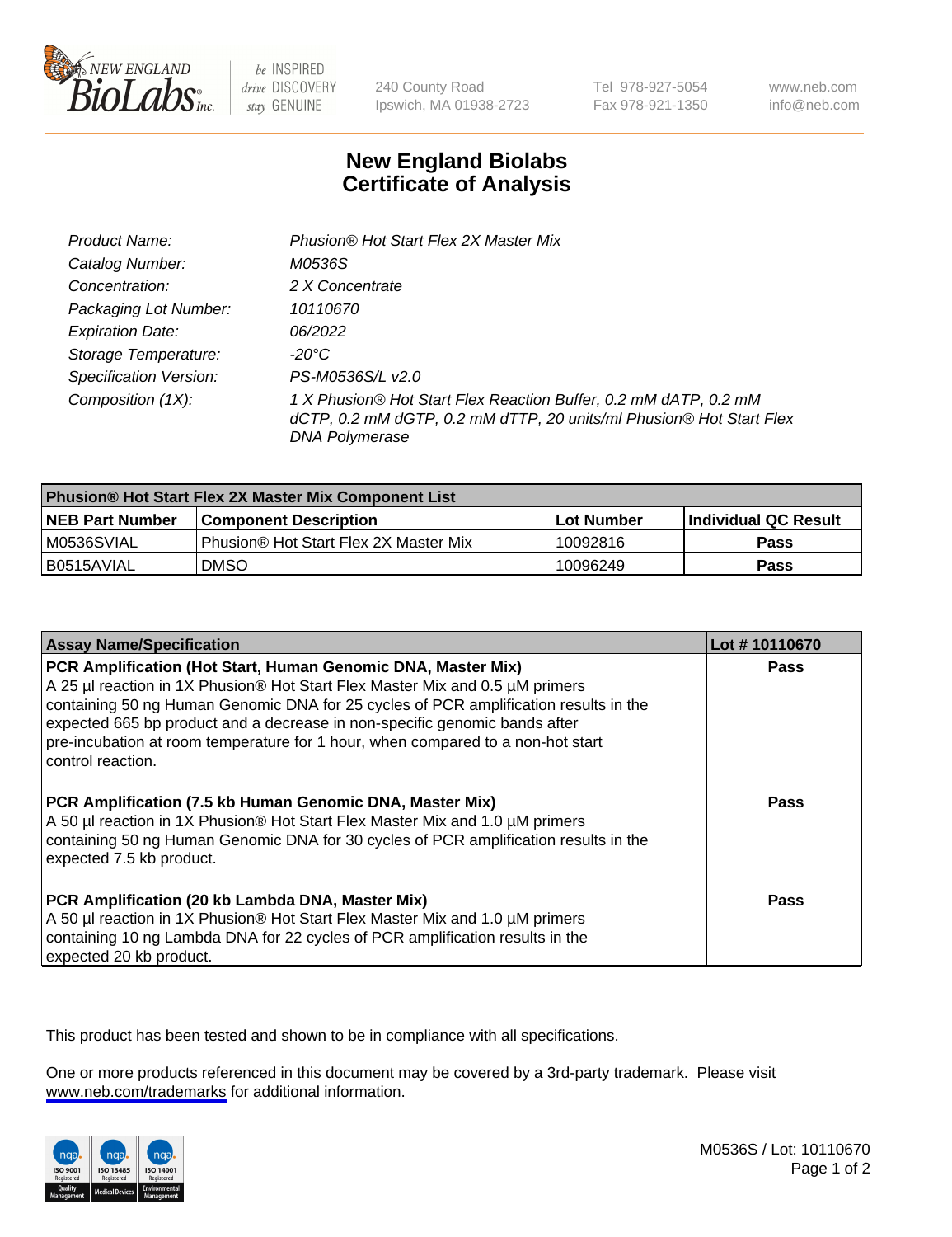NEW ENGLAND BioLabs Inc. — be INSPIRED drive DISCOVERY stay GENUINE

240 County Road
Ipswich, MA 01938-2723

Tel 978-927-5054
Fax 978-921-1350

www.neb.com
info@neb.com

# New England Biolabs
# Certificate of Analysis

| | |
|---|---|
| *Product Name:* | *Phusion® Hot Start Flex 2X Master Mix* |
| *Catalog Number:* | *M0536S* |
| *Concentration:* | *2 X Concentrate* |
| *Packaging Lot Number:* | *10110670* |
| *Expiration Date:* | *06/2022* |
| *Storage Temperature:* | *-20°C* |
| *Specification Version:* | *PS-M0536S/L v2.0* |
| *Composition (1X):* | *1 X Phusion® Hot Start Flex Reaction Buffer, 0.2 mM dATP, 0.2 mM dCTP, 0.2 mM dGTP, 0.2 mM dTTP, 20 units/ml Phusion® Hot Start Flex DNA Polymerase* |

| Phusion® Hot Start Flex 2X Master Mix Component List | | | |
|---|---|---|---|
| **NEB Part Number** | **Component Description** | **Lot Number** | **Individual QC Result** |
| M0536SVIAL | Phusion® Hot Start Flex 2X Master Mix | 10092816 | **Pass** |
| B0515AVIAL | DMSO | 10096249 | **Pass** |

| Assay Name/Specification | Lot # 10110670 |
|---|---|
| **PCR Amplification (Hot Start, Human Genomic DNA, Master Mix)** A 25 µl reaction in 1X Phusion® Hot Start Flex Master Mix and 0.5 µM primers containing 50 ng Human Genomic DNA for 25 cycles of PCR amplification results in the expected 665 bp product and a decrease in non-specific genomic bands after pre-incubation at room temperature for 1 hour, when compared to a non-hot start control reaction. | **Pass** |
| **PCR Amplification (7.5 kb Human Genomic DNA, Master Mix)** A 50 µl reaction in 1X Phusion® Hot Start Flex Master Mix and 1.0 µM primers containing 50 ng Human Genomic DNA for 30 cycles of PCR amplification results in the expected 7.5 kb product. | **Pass** |
| **PCR Amplification (20 kb Lambda DNA, Master Mix)** A 50 µl reaction in 1X Phusion® Hot Start Flex Master Mix and 1.0 µM primers containing 10 ng Lambda DNA for 22 cycles of PCR amplification results in the expected 20 kb product. | **Pass** |

This product has been tested and shown to be in compliance with all specifications.

One or more products referenced in this document may be covered by a 3rd-party trademark. Please visit www.neb.com/trademarks for additional information.

M0536S / Lot: 10110670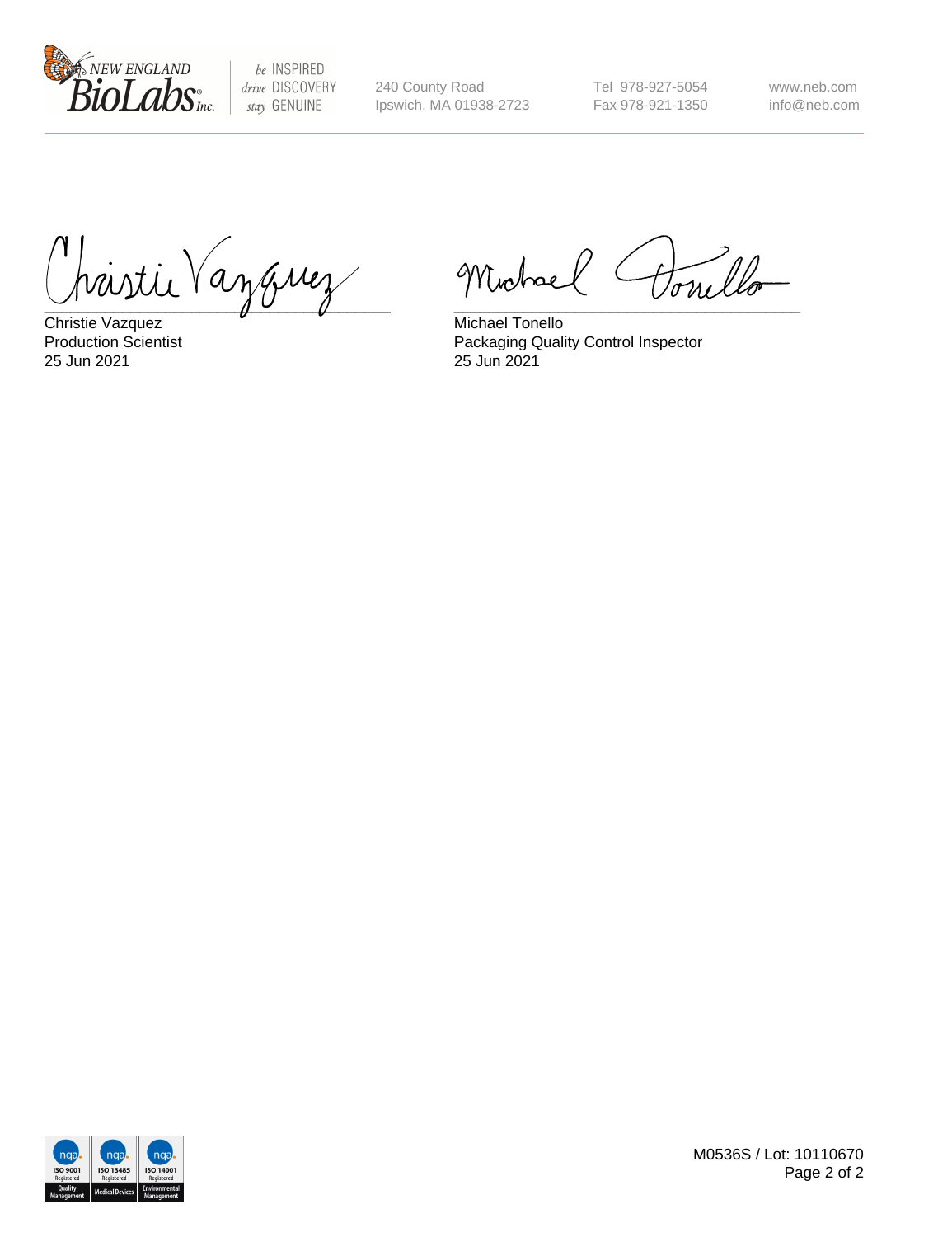240 County Road
Ipswich, MA 01938-2723

Tel 978-927-5054
Fax 978-921-1350

www.neb.com
info@neb.com

Christie Vazquez
Production Scientist
25 Jun 2021

Michael Tonello
Packaging Quality Control Inspector
25 Jun 2021

M0536S / Lot: 10110670